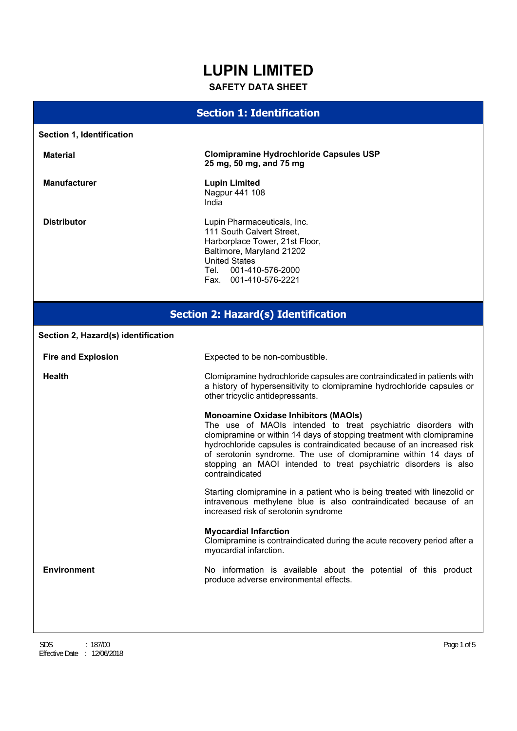# LUPIN LIMITED

**SAFETY DATA SHEET**

## Section 1: Identification

**Section 1, Identification**

**Material**

**Clomipramine Hydrochloride Capsules USP**
**25 mg, 50 mg, and 75 mg**

**Manufacturer**

**Lupin Limited**
Nagpur 441 108
India

**Distributor**

Lupin Pharmaceuticals, Inc.
111 South Calvert Street,
Harborplace Tower, 21st Floor,
Baltimore, Maryland 21202
United States
Tel. 001-410-576-2000
Fax. 001-410-576-2221

## Section 2: Hazard(s) Identification

**Section 2, Hazard(s) identification**

**Fire and Explosion**

Expected to be non-combustible.

**Health**

Clomipramine hydrochloride capsules are contraindicated in patients with a history of hypersensitivity to clomipramine hydrochloride capsules or other tricyclic antidepressants.

**Monoamine Oxidase Inhibitors (MAOIs)**
The use of MAOIs intended to treat psychiatric disorders with clomipramine or within 14 days of stopping treatment with clomipramine hydrochloride capsules is contraindicated because of an increased risk of serotonin syndrome. The use of clomipramine within 14 days of stopping an MAOI intended to treat psychiatric disorders is also contraindicated

Starting clomipramine in a patient who is being treated with linezolid or intravenous methylene blue is also contraindicated because of an increased risk of serotonin syndrome

**Myocardial Infarction**
Clomipramine is contraindicated during the acute recovery period after a myocardial infarction.

**Environment**

No information is available about the potential of this product produce adverse environmental effects.

SDS : 187/00
Effective Date : 12/06/2018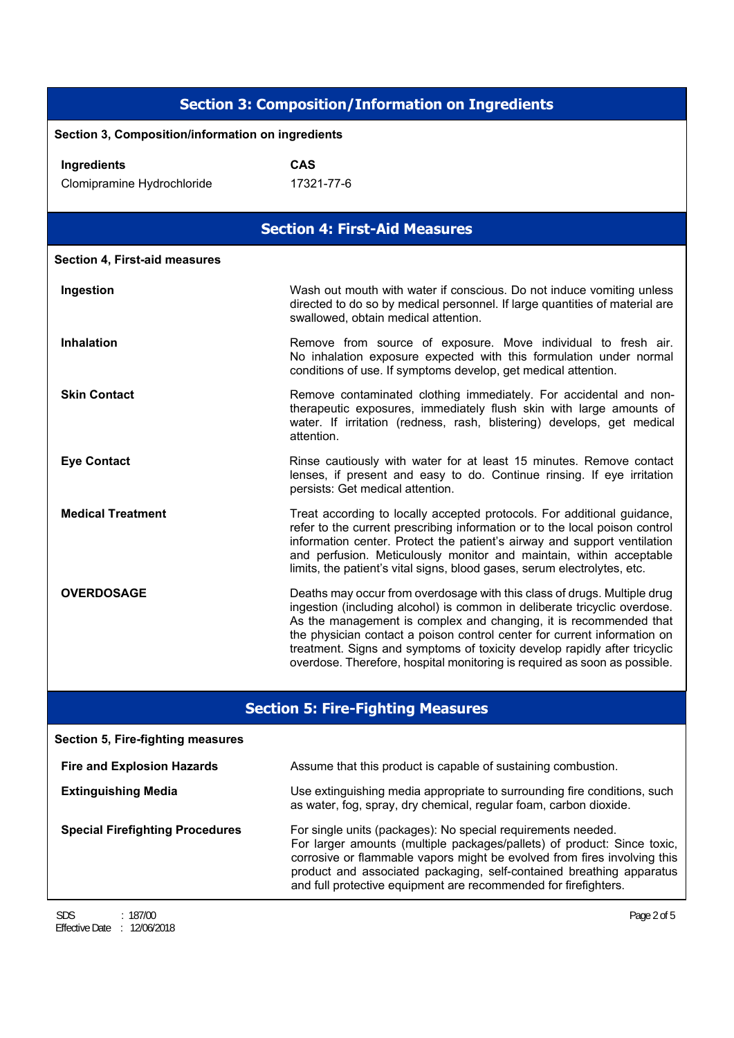## Section 3: Composition/Information on Ingredients

**Section 3, Composition/information on ingredients**

| Ingredients | CAS |
| --- | --- |
| Clomipramine Hydrochloride | 17321-77-6 |

## Section 4: First-Aid Measures

**Section 4, First-aid measures**

**Ingestion**

Wash out mouth with water if conscious. Do not induce vomiting unless directed to do so by medical personnel. If large quantities of material are swallowed, obtain medical attention.

**Inhalation**

Remove from source of exposure. Move individual to fresh air. No inhalation exposure expected with this formulation under normal conditions of use. If symptoms develop, get medical attention.

**Skin Contact**

Remove contaminated clothing immediately. For accidental and non-therapeutic exposures, immediately flush skin with large amounts of water. If irritation (redness, rash, blistering) develops, get medical attention.

**Eye Contact**

Rinse cautiously with water for at least 15 minutes. Remove contact lenses, if present and easy to do. Continue rinsing. If eye irritation persists: Get medical attention.

**Medical Treatment**

Treat according to locally accepted protocols. For additional guidance, refer to the current prescribing information or to the local poison control information center. Protect the patient's airway and support ventilation and perfusion. Meticulously monitor and maintain, within acceptable limits, the patient's vital signs, blood gases, serum electrolytes, etc.

**OVERDOSAGE**

Deaths may occur from overdosage with this class of drugs. Multiple drug ingestion (including alcohol) is common in deliberate tricyclic overdose. As the management is complex and changing, it is recommended that the physician contact a poison control center for current information on treatment. Signs and symptoms of toxicity develop rapidly after tricyclic overdose. Therefore, hospital monitoring is required as soon as possible.

## Section 5: Fire-Fighting Measures

**Section 5, Fire-fighting measures**

**Fire and Explosion Hazards**

Assume that this product is capable of sustaining combustion.

**Extinguishing Media**

Use extinguishing media appropriate to surrounding fire conditions, such as water, fog, spray, dry chemical, regular foam, carbon dioxide.

**Special Firefighting Procedures**

For single units (packages): No special requirements needed.
For larger amounts (multiple packages/pallets) of product: Since toxic, corrosive or flammable vapors might be evolved from fires involving this product and associated packaging, self-contained breathing apparatus and full protective equipment are recommended for firefighters.

SDS : 187/00
Effective Date : 12/06/2018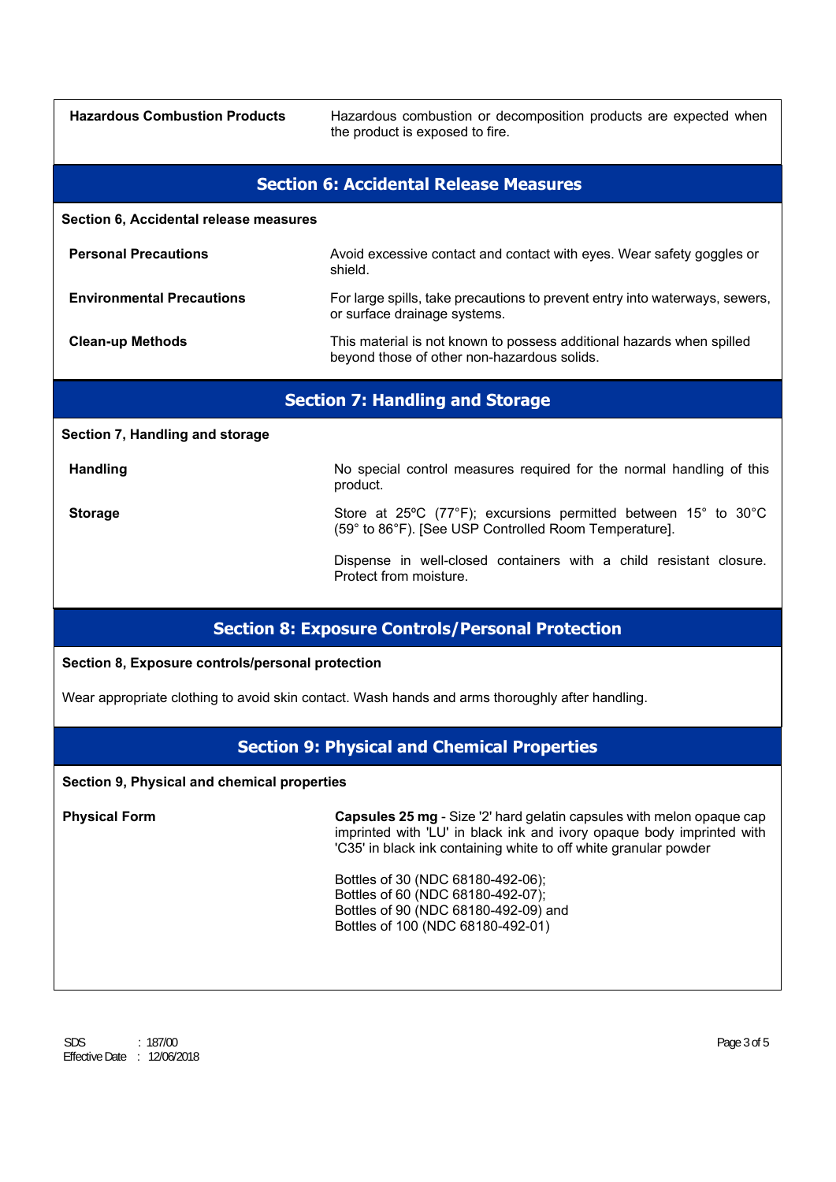| **Hazardous Combustion Products** | Hazardous combustion or decomposition products are expected when the product is exposed to fire. |
|---|---|

## Section 6: Accidental Release Measures

**Section 6, Accidental release measures**

| | |
|---|---|
| **Personal Precautions** | Avoid excessive contact and contact with eyes. Wear safety goggles or shield. |
| **Environmental Precautions** | For large spills, take precautions to prevent entry into waterways, sewers, or surface drainage systems. |
| **Clean-up Methods** | This material is not known to possess additional hazards when spilled beyond those of other non-hazardous solids. |

## Section 7: Handling and Storage

**Section 7, Handling and storage**

| | |
|---|---|
| **Handling** | No special control measures required for the normal handling of this product. |
| **Storage** | Store at 25ºC (77°F); excursions permitted between 15° to 30°C (59° to 86°F). [See USP Controlled Room Temperature].<br><br>Dispense in well-closed containers with a child resistant closure. Protect from moisture. |

## Section 8: Exposure Controls/Personal Protection

**Section 8, Exposure controls/personal protection**

Wear appropriate clothing to avoid skin contact. Wash hands and arms thoroughly after handling.

## Section 9: Physical and Chemical Properties

**Section 9, Physical and chemical properties**

| | |
|---|---|
| **Physical Form** | **Capsules 25 mg** - Size '2' hard gelatin capsules with melon opaque cap imprinted with 'LU' in black ink and ivory opaque body imprinted with 'C35' in black ink containing white to off white granular powder<br><br>Bottles of 30 (NDC 68180-492-06);<br>Bottles of 60 (NDC 68180-492-07);<br>Bottles of 90 (NDC 68180-492-09) and<br>Bottles of 100 (NDC 68180-492-01) |

SDS : 187/00
Effective Date : 12/06/2018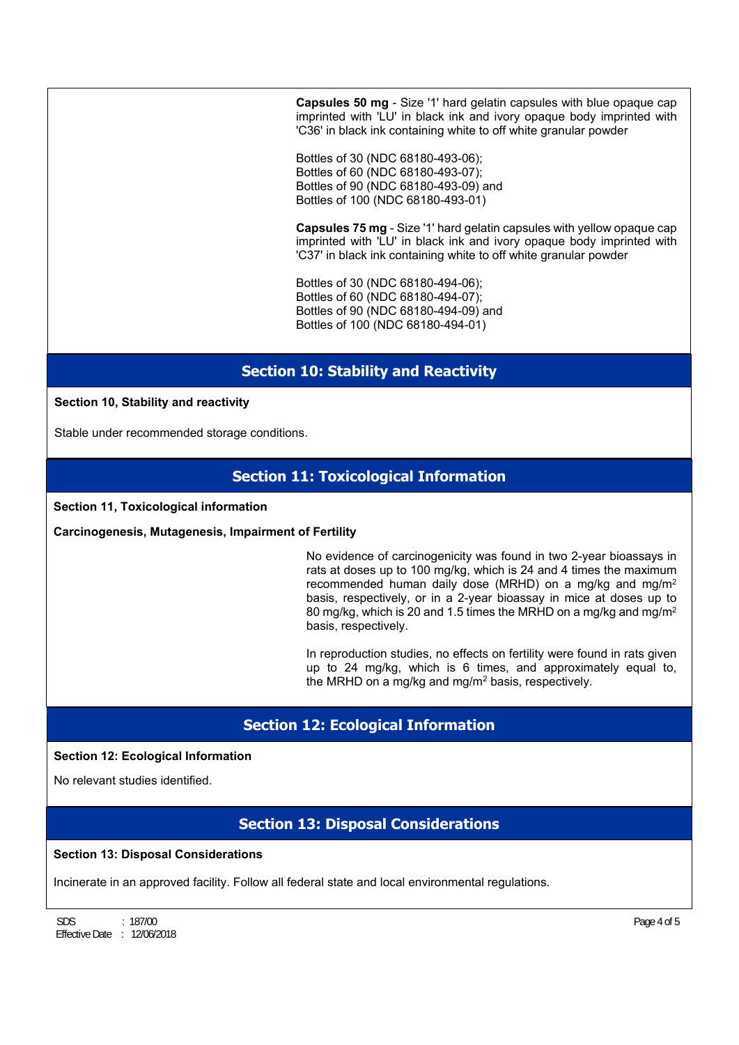**Capsules 50 mg** - Size '1' hard gelatin capsules with blue opaque cap imprinted with 'LU' in black ink and ivory opaque body imprinted with 'C36' in black ink containing white to off white granular powder

Bottles of 30 (NDC 68180-493-06);
Bottles of 60 (NDC 68180-493-07);
Bottles of 90 (NDC 68180-493-09) and
Bottles of 100 (NDC 68180-493-01)

**Capsules 75 mg** - Size '1' hard gelatin capsules with yellow opaque cap imprinted with 'LU' in black ink and ivory opaque body imprinted with 'C37' in black ink containing white to off white granular powder

Bottles of 30 (NDC 68180-494-06);
Bottles of 60 (NDC 68180-494-07);
Bottles of 90 (NDC 68180-494-09) and
Bottles of 100 (NDC 68180-494-01)

## Section 10: Stability and Reactivity

**Section 10, Stability and reactivity**

Stable under recommended storage conditions.

## Section 11: Toxicological Information

**Section 11, Toxicological information**

**Carcinogenesis, Mutagenesis, Impairment of Fertility**

No evidence of carcinogenicity was found in two 2-year bioassays in rats at doses up to 100 mg/kg, which is 24 and 4 times the maximum recommended human daily dose (MRHD) on a mg/kg and mg/m$^2$ basis, respectively, or in a 2-year bioassay in mice at doses up to 80 mg/kg, which is 20 and 1.5 times the MRHD on a mg/kg and mg/m$^2$ basis, respectively.

In reproduction studies, no effects on fertility were found in rats given up to 24 mg/kg, which is 6 times, and approximately equal to, the MRHD on a mg/kg and mg/m$^2$ basis, respectively.

## Section 12: Ecological Information

**Section 12: Ecological Information**

No relevant studies identified.

## Section 13: Disposal Considerations

**Section 13: Disposal Considerations**

Incinerate in an approved facility. Follow all federal state and local environmental regulations.

SDS : 187/00
Effective Date : 12/06/2018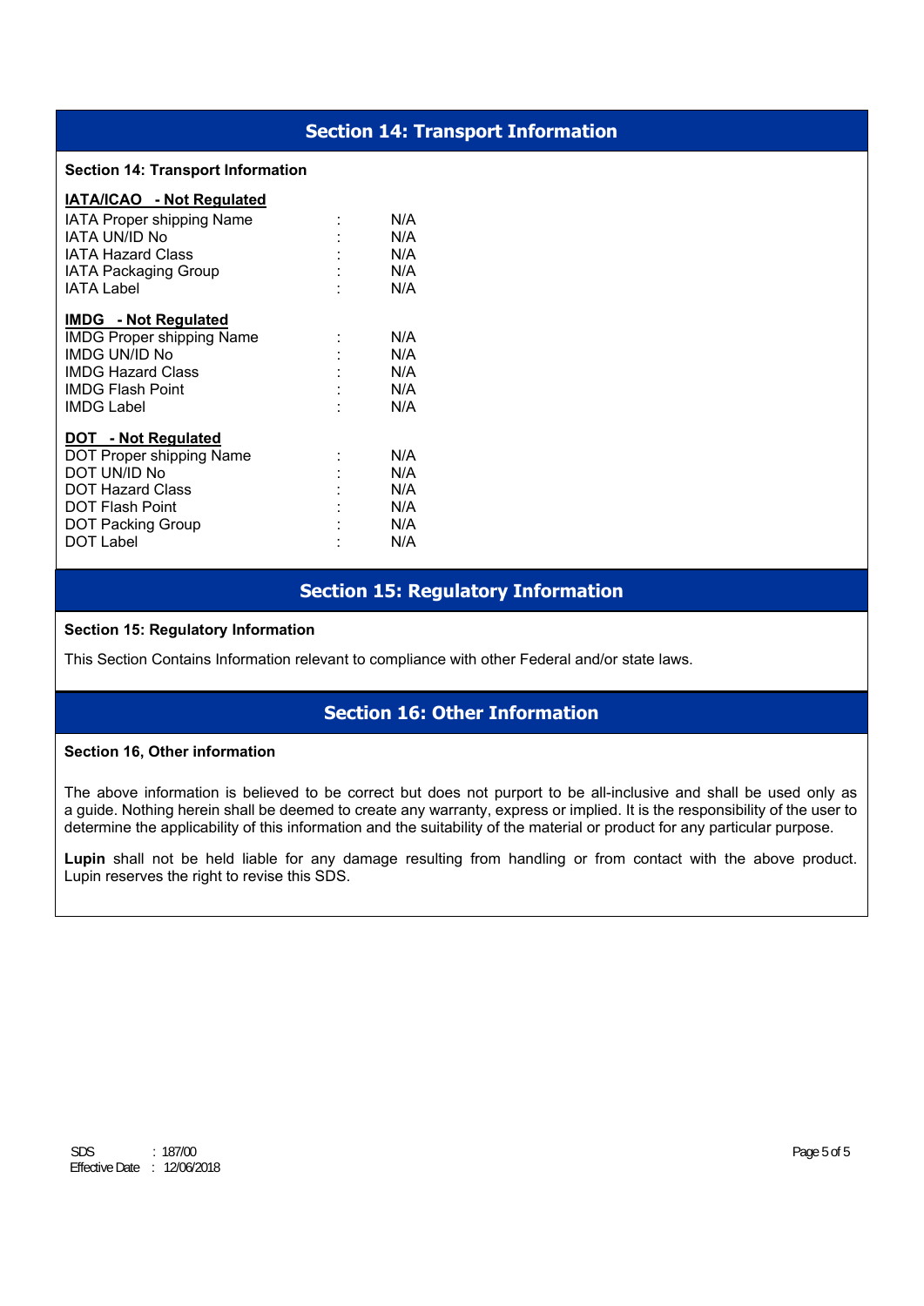## Section 14: Transport Information

**Section 14: Transport Information**

**IATA/ICAO - Not Regulated**

| | | |
|---|---|---|
| IATA Proper shipping Name | : | N/A |
| IATA UN/ID No | : | N/A |
| IATA Hazard Class | : | N/A |
| IATA Packaging Group | : | N/A |
| IATA Label | : | N/A |

**IMDG - Not Regulated**

| | | |
|---|---|---|
| IMDG Proper shipping Name | : | N/A |
| IMDG UN/ID No | : | N/A |
| IMDG Hazard Class | : | N/A |
| IMDG Flash Point | : | N/A |
| IMDG Label | : | N/A |

**DOT - Not Regulated**

| | | |
|---|---|---|
| DOT Proper shipping Name | : | N/A |
| DOT UN/ID No | : | N/A |
| DOT Hazard Class | : | N/A |
| DOT Flash Point | : | N/A |
| DOT Packing Group | : | N/A |
| DOT Label | : | N/A |

## Section 15: Regulatory Information

**Section 15: Regulatory Information**

This Section Contains Information relevant to compliance with other Federal and/or state laws.

## Section 16: Other Information

**Section 16, Other information**

The above information is believed to be correct but does not purport to be all-inclusive and shall be used only as a guide. Nothing herein shall be deemed to create any warranty, express or implied. It is the responsibility of the user to determine the applicability of this information and the suitability of the material or product for any particular purpose.

**Lupin** shall not be held liable for any damage resulting from handling or from contact with the above product. Lupin reserves the right to revise this SDS.

SDS : 187/00
Effective Date : 12/06/2018